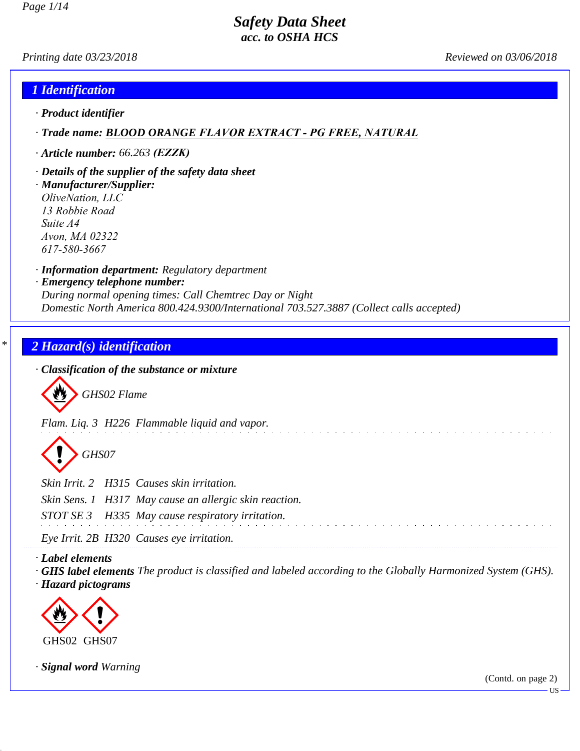# Safety Data Sheet
## acc. to OSHA HCS

Printing date 03/23/2018 Reviewed on 03/06/2018

## 1 Identification

· **Product identifier**

· **Trade name: BLOOD ORANGE FLAVOR EXTRACT - PG FREE, NATURAL**

· **Article number:** 66.263 **(EZZK)**

· **Details of the supplier of the safety data sheet**

· **Manufacturer/Supplier:**
OliveNation, LLC
13 Robbie Road
Suite A4
Avon, MA 02322
617-580-3667

· **Information department:** Regulatory department

· **Emergency telephone number:**
During normal opening times: Call Chemtrec Day or Night
Domestic North America 800.424.9300/International 703.527.3887 (Collect calls accepted)

## * 2 Hazard(s) identification

· **Classification of the substance or mixture**

GHS02 Flame

Flam. Liq. 3 H226 Flammable liquid and vapor.

GHS07

Skin Irrit. 2 H315 Causes skin irritation.

Skin Sens. 1 H317 May cause an allergic skin reaction.

STOT SE 3 H335 May cause respiratory irritation.

Eye Irrit. 2B H320 Causes eye irritation.

· **Label elements**

· **GHS label elements** The product is classified and labeled according to the Globally Harmonized System (GHS).

· **Hazard pictograms**

GHS02 GHS07

· **Signal word** Warning

(Contd. on page 2)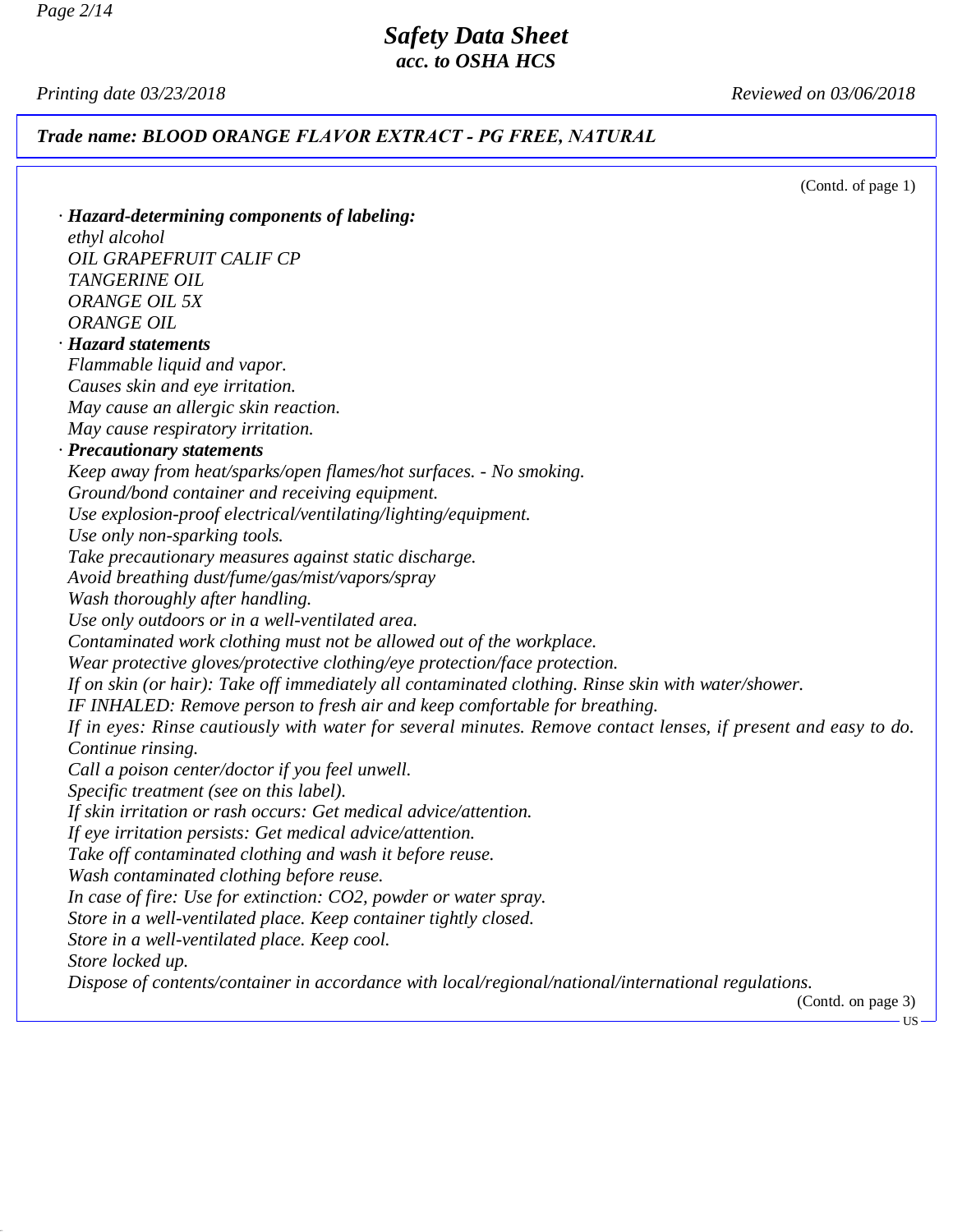*Trade name: BLOOD ORANGE FLAVOR EXTRACT - PG FREE, NATURAL*

(Contd. of page 1)

· ***Hazard-determining components of labeling:***
*ethyl alcohol*
*OIL GRAPEFRUIT CALIF CP*
*TANGERINE OIL*
*ORANGE OIL 5X*
*ORANGE OIL*

· ***Hazard statements***
*Flammable liquid and vapor.*
*Causes skin and eye irritation.*
*May cause an allergic skin reaction.*
*May cause respiratory irritation.*

· ***Precautionary statements***
*Keep away from heat/sparks/open flames/hot surfaces. - No smoking.*
*Ground/bond container and receiving equipment.*
*Use explosion-proof electrical/ventilating/lighting/equipment.*
*Use only non-sparking tools.*
*Take precautionary measures against static discharge.*
*Avoid breathing dust/fume/gas/mist/vapors/spray*
*Wash thoroughly after handling.*
*Use only outdoors or in a well-ventilated area.*
*Contaminated work clothing must not be allowed out of the workplace.*
*Wear protective gloves/protective clothing/eye protection/face protection.*
*If on skin (or hair): Take off immediately all contaminated clothing. Rinse skin with water/shower.*
*IF INHALED: Remove person to fresh air and keep comfortable for breathing.*
*If in eyes: Rinse cautiously with water for several minutes. Remove contact lenses, if present and easy to do. Continue rinsing.*
*Call a poison center/doctor if you feel unwell.*
*Specific treatment (see on this label).*
*If skin irritation or rash occurs: Get medical advice/attention.*
*If eye irritation persists: Get medical advice/attention.*
*Take off contaminated clothing and wash it before reuse.*
*Wash contaminated clothing before reuse.*
*In case of fire: Use for extinction: $CO_2$, powder or water spray.*
*Store in a well-ventilated place. Keep container tightly closed.*
*Store in a well-ventilated place. Keep cool.*
*Store locked up.*
*Dispose of contents/container in accordance with local/regional/national/international regulations.*

(Contd. on page 3)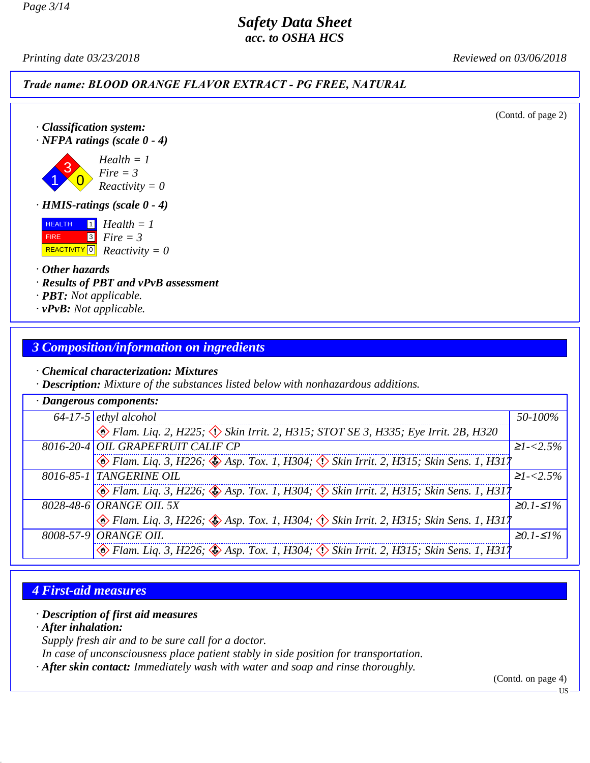**Trade name: BLOOD ORANGE FLAVOR EXTRACT - PG FREE, NATURAL**

(Contd. of page 2)

· **Classification system:**
· **NFPA ratings (scale 0 - 4)**

Health = 1
Fire = 3
Reactivity = 0

· **HMIS-ratings (scale 0 - 4)**

HEALTH 1 Health = 1
FIRE 3 Fire = 3
REACTIVITY 0 Reactivity = 0

· **Other hazards**
· **Results of PBT and vPvB assessment**
· **PBT:** Not applicable.
· **vPvB:** Not applicable.

## 3 Composition/information on ingredients

· **Chemical characterization: Mixtures**
· **Description:** Mixture of the substances listed below with nonhazardous additions.

· **Dangerous components:**

| CAS | Component | Concentration |
|---|---|---|
| 64-17-5 | ethyl alcohol<br>Flam. Liq. 2, H225; Skin Irrit. 2, H315; STOT SE 3, H335; Eye Irrit. 2B, H320 | 50-100% |
| 8016-20-4 | OIL GRAPEFRUIT CALIF CP<br>Flam. Liq. 3, H226; Asp. Tox. 1, H304; Skin Irrit. 2, H315; Skin Sens. 1, H317 | ≥1-<2.5% |
| 8016-85-1 | TANGERINE OIL<br>Flam. Liq. 3, H226; Asp. Tox. 1, H304; Skin Irrit. 2, H315; Skin Sens. 1, H317 | ≥1-<2.5% |
| 8028-48-6 | ORANGE OIL 5X<br>Flam. Liq. 3, H226; Asp. Tox. 1, H304; Skin Irrit. 2, H315; Skin Sens. 1, H317 | ≥0.1-≤1% |
| 8008-57-9 | ORANGE OIL<br>Flam. Liq. 3, H226; Asp. Tox. 1, H304; Skin Irrit. 2, H315; Skin Sens. 1, H317 | ≥0.1-≤1% |

## 4 First-aid measures

· **Description of first aid measures**
· **After inhalation:**
Supply fresh air and to be sure call for a doctor.
In case of unconsciousness place patient stably in side position for transportation.
· **After skin contact:** Immediately wash with water and soap and rinse thoroughly.

(Contd. on page 4)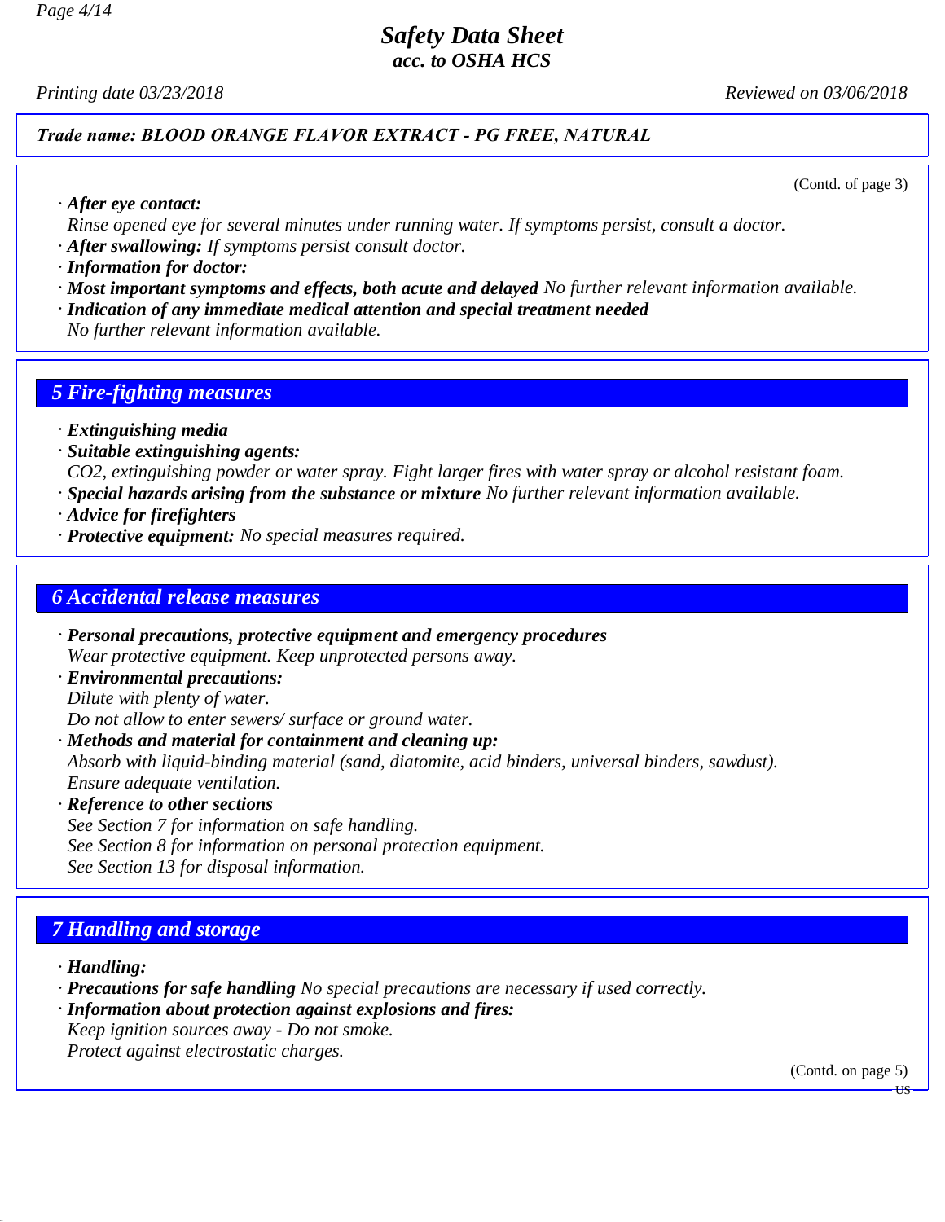*Safety Data Sheet*
*acc. to OSHA HCS*

*Printing date 03/23/2018* *Reviewed on 03/06/2018*

***Trade name: BLOOD ORANGE FLAVOR EXTRACT - PG FREE, NATURAL***

(Contd. of page 3)

· ***After eye contact:***
*Rinse opened eye for several minutes under running water. If symptoms persist, consult a doctor.*

· ***After swallowing:*** *If symptoms persist consult doctor.*

· ***Information for doctor:***

· ***Most important symptoms and effects, both acute and delayed*** *No further relevant information available.*

· ***Indication of any immediate medical attention and special treatment needed***
*No further relevant information available.*

## *5 Fire-fighting measures*

· ***Extinguishing media***

· ***Suitable extinguishing agents:***
*$CO_2$, extinguishing powder or water spray. Fight larger fires with water spray or alcohol resistant foam.*

· ***Special hazards arising from the substance or mixture*** *No further relevant information available.*

· ***Advice for firefighters***

· ***Protective equipment:*** *No special measures required.*

## *6 Accidental release measures*

· ***Personal precautions, protective equipment and emergency procedures***
*Wear protective equipment. Keep unprotected persons away.*

· ***Environmental precautions:***
*Dilute with plenty of water.*
*Do not allow to enter sewers/ surface or ground water.*

· ***Methods and material for containment and cleaning up:***
*Absorb with liquid-binding material (sand, diatomite, acid binders, universal binders, sawdust).*
*Ensure adequate ventilation.*

· ***Reference to other sections***
*See Section 7 for information on safe handling.*
*See Section 8 for information on personal protection equipment.*
*See Section 13 for disposal information.*

## *7 Handling and storage*

· ***Handling:***

· ***Precautions for safe handling*** *No special precautions are necessary if used correctly.*

· ***Information about protection against explosions and fires:***
*Keep ignition sources away - Do not smoke.*
*Protect against electrostatic charges.*

(Contd. on page 5)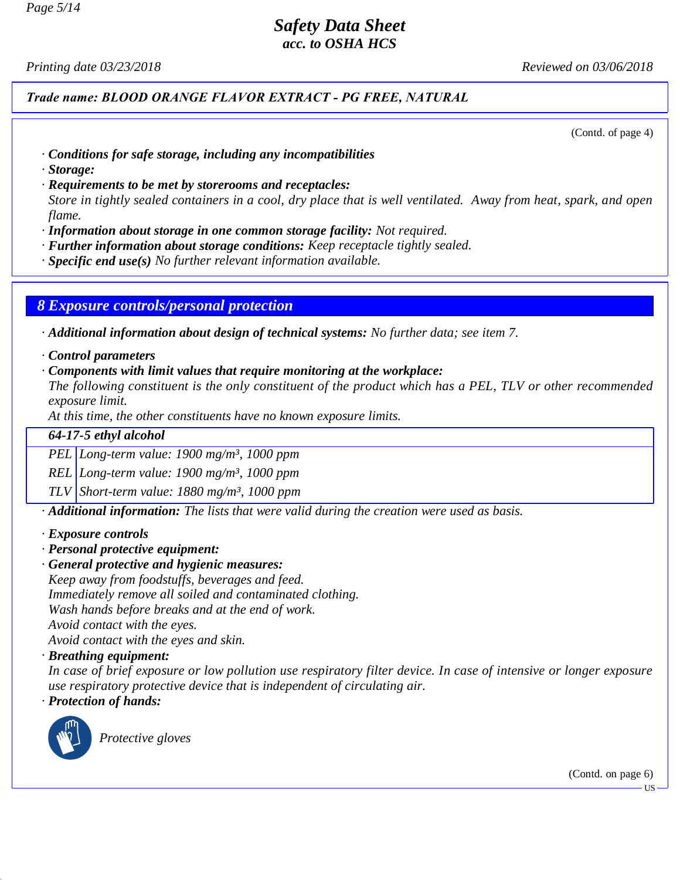Trade name: BLOOD ORANGE FLAVOR EXTRACT - PG FREE, NATURAL

(Contd. of page 4)

· **Conditions for safe storage, including any incompatibilities**
· **Storage:**
· **Requirements to be met by storerooms and receptacles:**
Store in tightly sealed containers in a cool, dry place that is well ventilated. Away from heat, spark, and open flame.
· **Information about storage in one common storage facility:** Not required.
· **Further information about storage conditions:** Keep receptacle tightly sealed.
· **Specific end use(s)** No further relevant information available.

## 8 Exposure controls/personal protection

· **Additional information about design of technical systems:** No further data; see item 7.

· **Control parameters**
· **Components with limit values that require monitoring at the workplace:**
The following constituent is the only constituent of the product which has a PEL, TLV or other recommended exposure limit.
At this time, the other constituents have no known exposure limits.

| 64-17-5 ethyl alcohol | |
|---|---|
| PEL | Long-term value: 1900 mg/m³, 1000 ppm |
| REL | Long-term value: 1900 mg/m³, 1000 ppm |
| TLV | Short-term value: 1880 mg/m³, 1000 ppm |

· **Additional information:** The lists that were valid during the creation were used as basis.

· **Exposure controls**
· **Personal protective equipment:**
· **General protective and hygienic measures:**
Keep away from foodstuffs, beverages and feed.
Immediately remove all soiled and contaminated clothing.
Wash hands before breaks and at the end of work.
Avoid contact with the eyes.
Avoid contact with the eyes and skin.
· **Breathing equipment:**
In case of brief exposure or low pollution use respiratory filter device. In case of intensive or longer exposure use respiratory protective device that is independent of circulating air.
· **Protection of hands:**

Protective gloves

(Contd. on page 6)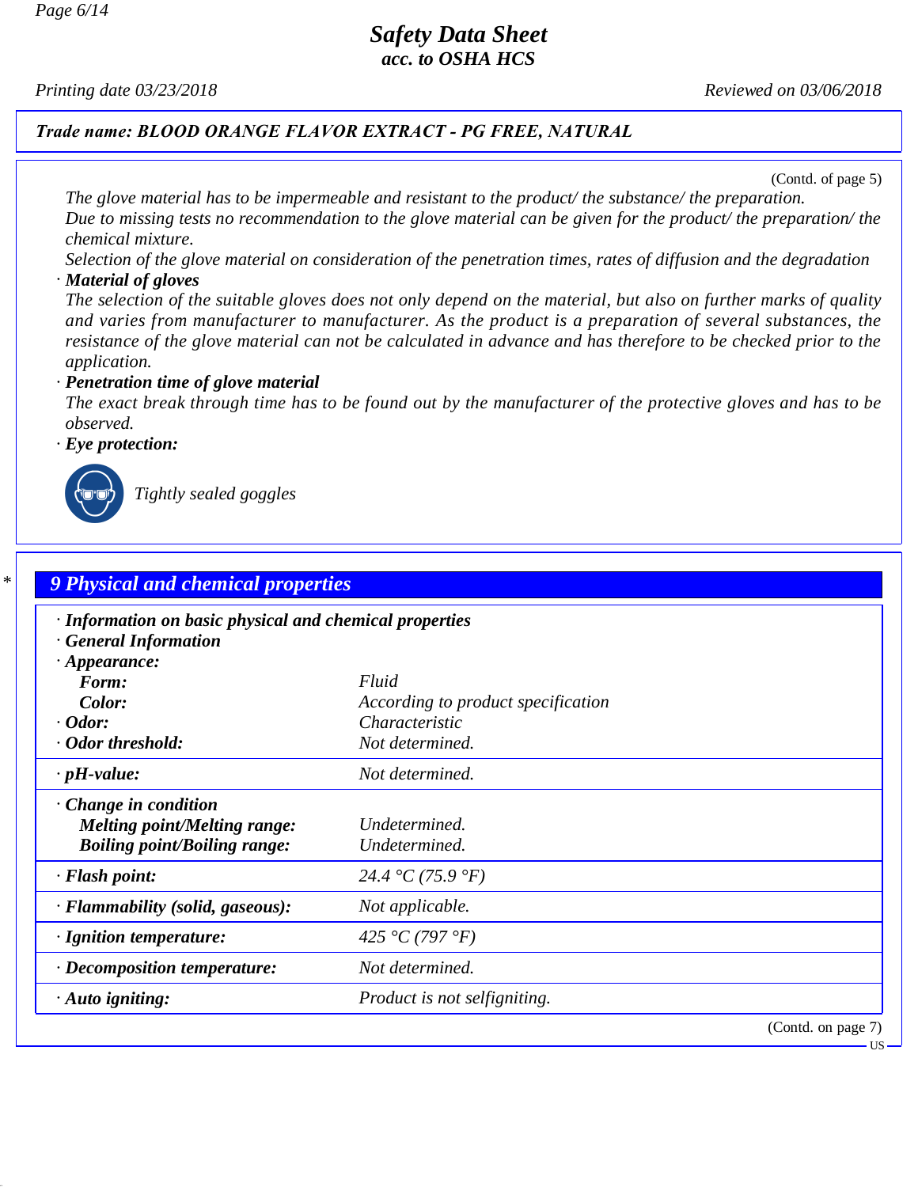**Trade name: BLOOD ORANGE FLAVOR EXTRACT - PG FREE, NATURAL**

(Contd. of page 5)

*The glove material has to be impermeable and resistant to the product/ the substance/ the preparation.*
*Due to missing tests no recommendation to the glove material can be given for the product/ the preparation/ the chemical mixture.*
*Selection of the glove material on consideration of the penetration times, rates of diffusion and the degradation*

· ***Material of gloves***
*The selection of the suitable gloves does not only depend on the material, but also on further marks of quality and varies from manufacturer to manufacturer. As the product is a preparation of several substances, the resistance of the glove material can not be calculated in advance and has therefore to be checked prior to the application.*

· ***Penetration time of glove material***
*The exact break through time has to be found out by the manufacturer of the protective gloves and has to be observed.*

· ***Eye protection:***

*Tightly sealed goggles*

## 9 Physical and chemical properties

· ***Information on basic physical and chemical properties***
· ***General Information***

| Property | Value |
|---|---|
| · **Appearance:** | |
| **Form:** | Fluid |
| **Color:** | According to product specification |
| · **Odor:** | Characteristic |
| · **Odor threshold:** | Not determined. |
| · **pH-value:** | Not determined. |
| · **Change in condition** | |
| **Melting point/Melting range:** | Undetermined. |
| **Boiling point/Boiling range:** | Undetermined. |
| · **Flash point:** | 24.4 °C (75.9 °F) |
| · **Flammability (solid, gaseous):** | Not applicable. |
| · **Ignition temperature:** | 425 °C (797 °F) |
| · **Decomposition temperature:** | Not determined. |
| · **Auto igniting:** | Product is not selfigniting. |

(Contd. on page 7)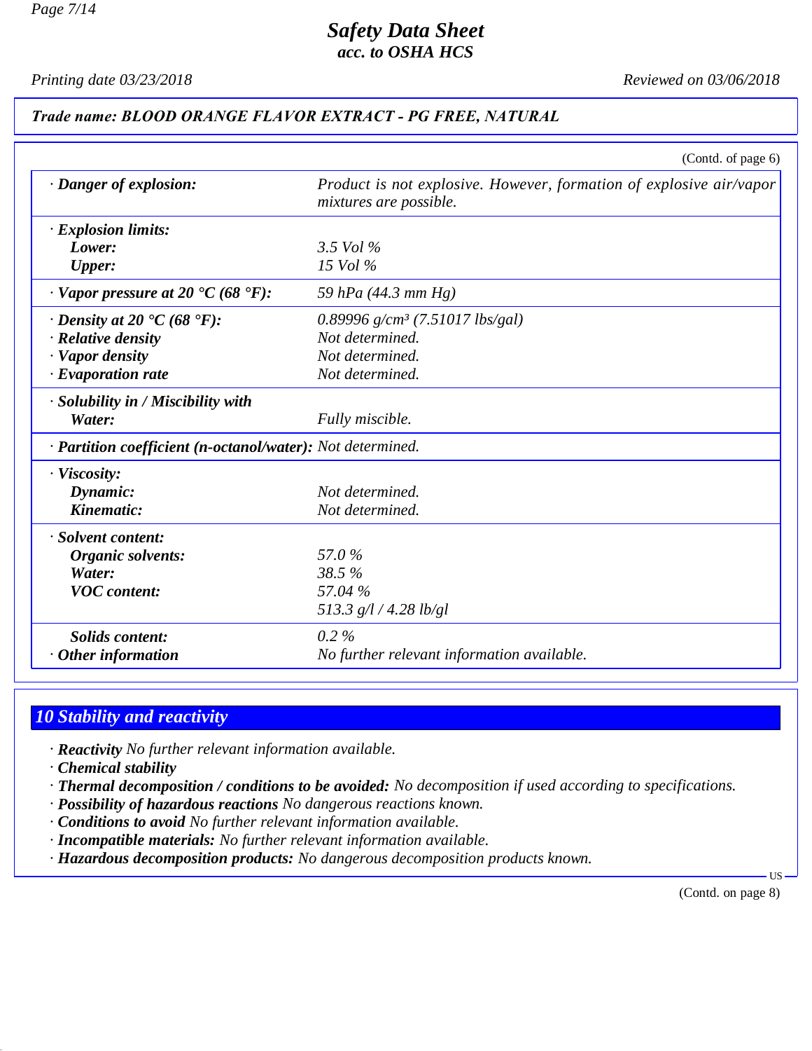**Trade name: BLOOD ORANGE FLAVOR EXTRACT - PG FREE, NATURAL**

(Contd. of page 6)

| | |
|---|---|
| · **Danger of explosion:** | Product is not explosive. However, formation of explosive air/vapor mixtures are possible. |
| · **Explosion limits:** | |
| **Lower:** | 3.5 Vol % |
| **Upper:** | 15 Vol % |
| · **Vapor pressure at 20 °C (68 °F):** | 59 hPa (44.3 mm Hg) |
| · **Density at 20 °C (68 °F):** | 0.89996 g/cm³ (7.51017 lbs/gal) |
| · **Relative density** | Not determined. |
| · **Vapor density** | Not determined. |
| · **Evaporation rate** | Not determined. |
| · **Solubility in / Miscibility with** | |
| **Water:** | Fully miscible. |
| · **Partition coefficient (n-octanol/water):** | Not determined. |
| · **Viscosity:** | |
| **Dynamic:** | Not determined. |
| **Kinematic:** | Not determined. |
| · **Solvent content:** | |
| **Organic solvents:** | 57.0 % |
| **Water:** | 38.5 % |
| **VOC content:** | 57.04 % |
| | 513.3 g/l / 4.28 lb/gl |
| **Solids content:** | 0.2 % |
| · **Other information** | No further relevant information available. |

## 10 Stability and reactivity

- · **Reactivity** No further relevant information available.
- · **Chemical stability**
- · **Thermal decomposition / conditions to be avoided:** No decomposition if used according to specifications.
- · **Possibility of hazardous reactions** No dangerous reactions known.
- · **Conditions to avoid** No further relevant information available.
- · **Incompatible materials:** No further relevant information available.
- · **Hazardous decomposition products:** No dangerous decomposition products known.

(Contd. on page 8)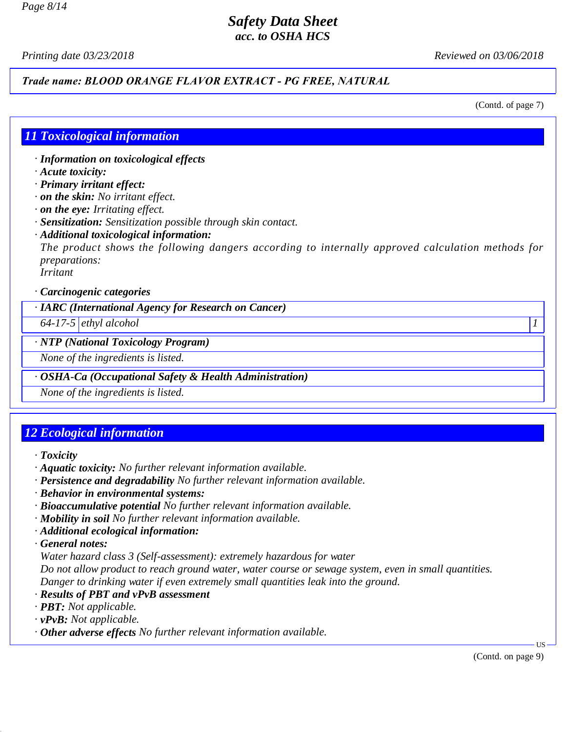**Safety Data Sheet**
**acc. to OSHA HCS**

Printing date 03/23/2018 Reviewed on 03/06/2018

**Trade name: BLOOD ORANGE FLAVOR EXTRACT - PG FREE, NATURAL**

(Contd. of page 7)

## 11 Toxicological information

- **Information on toxicological effects**
- **Acute toxicity:**
- **Primary irritant effect:**
- **on the skin:** No irritant effect.
- **on the eye:** Irritating effect.
- **Sensitization:** Sensitization possible through skin contact.
- **Additional toxicological information:**
  The product shows the following dangers according to internally approved calculation methods for preparations:
  Irritant

- **Carcinogenic categories**

| **· IARC (International Agency for Research on Cancer)** | | |
|---|---|---|
| 64-17-5 | ethyl alcohol | 1 |

| **· NTP (National Toxicology Program)** |
|---|
| None of the ingredients is listed. |

| **· OSHA-Ca (Occupational Safety & Health Administration)** |
|---|
| None of the ingredients is listed. |

## 12 Ecological information

- **Toxicity**
- **Aquatic toxicity:** No further relevant information available.
- **Persistence and degradability** No further relevant information available.
- **Behavior in environmental systems:**
- **Bioaccumulative potential** No further relevant information available.
- **Mobility in soil** No further relevant information available.
- **Additional ecological information:**
- **General notes:**
  Water hazard class 3 (Self-assessment): extremely hazardous for water
  Do not allow product to reach ground water, water course or sewage system, even in small quantities.
  Danger to drinking water if even extremely small quantities leak into the ground.
- **Results of PBT and vPvB assessment**
- **PBT:** Not applicable.
- **vPvB:** Not applicable.
- **Other adverse effects** No further relevant information available.

(Contd. on page 9)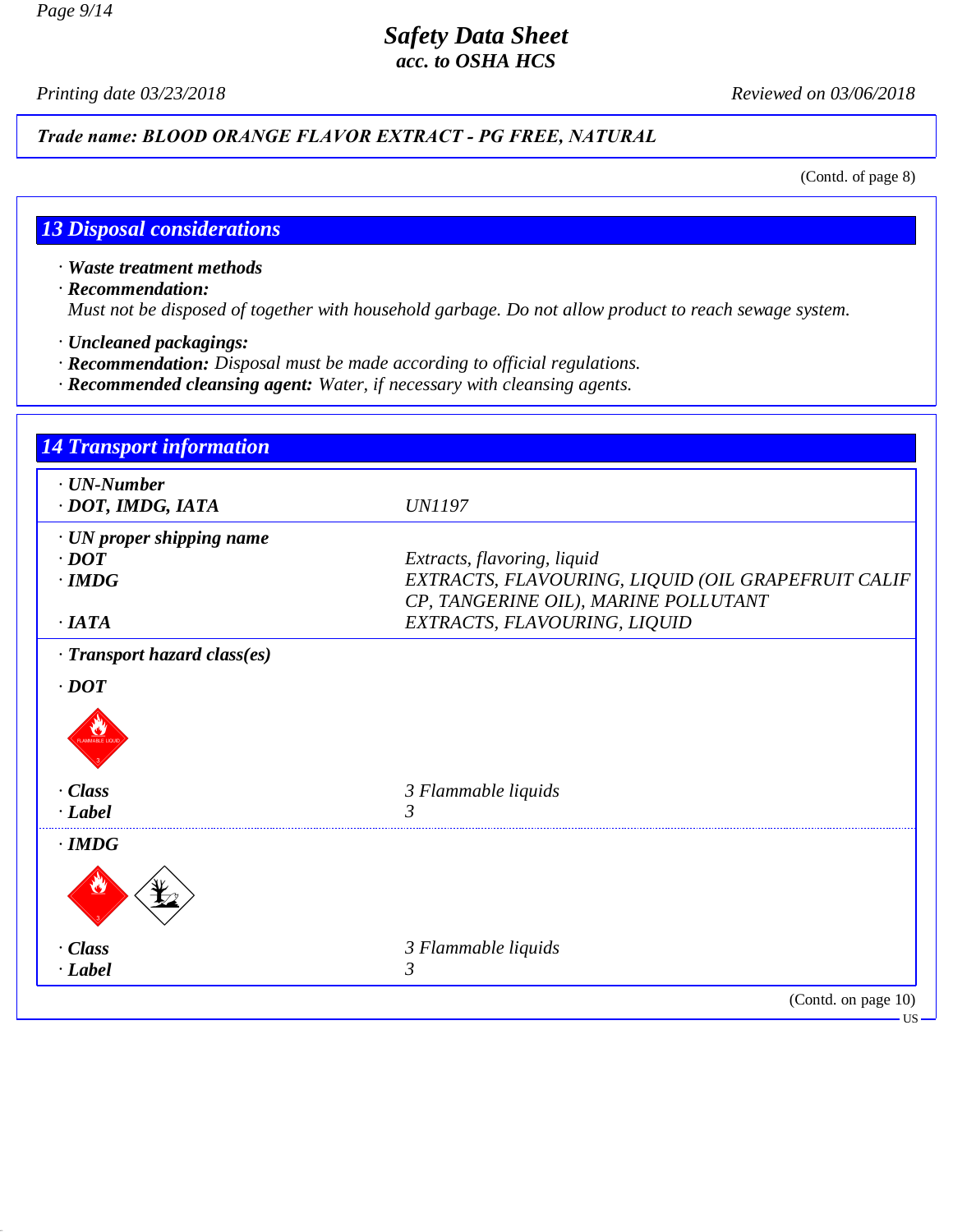# Safety Data Sheet
## acc. to OSHA HCS

*Printing date 03/23/2018* *Reviewed on 03/06/2018*

**Trade name: BLOOD ORANGE FLAVOR EXTRACT - PG FREE, NATURAL**

(Contd. of page 8)

## 13 Disposal considerations

- **Waste treatment methods**
- **Recommendation:**
  Must not be disposed of together with household garbage. Do not allow product to reach sewage system.

- **Uncleaned packagings:**
- **Recommendation:** Disposal must be made according to official regulations.
- **Recommended cleansing agent:** Water, if necessary with cleansing agents.

## 14 Transport information

| | |
|---|---|
| **· UN-Number** | |
| **· DOT, IMDG, IATA** | UN1197 |
| **· UN proper shipping name** | |
| **· DOT** | Extracts, flavoring, liquid |
| **· IMDG** | EXTRACTS, FLAVOURING, LIQUID (OIL GRAPEFRUIT CALIF CP, TANGERINE OIL), MARINE POLLUTANT |
| **· IATA** | EXTRACTS, FLAVOURING, LIQUID |
| **· Transport hazard class(es)** | |
| **· DOT** | |
| **· Class** | 3 Flammable liquids |
| **· Label** | 3 |
| **· IMDG** | |
| **· Class** | 3 Flammable liquids |
| **· Label** | 3 |

(Contd. on page 10)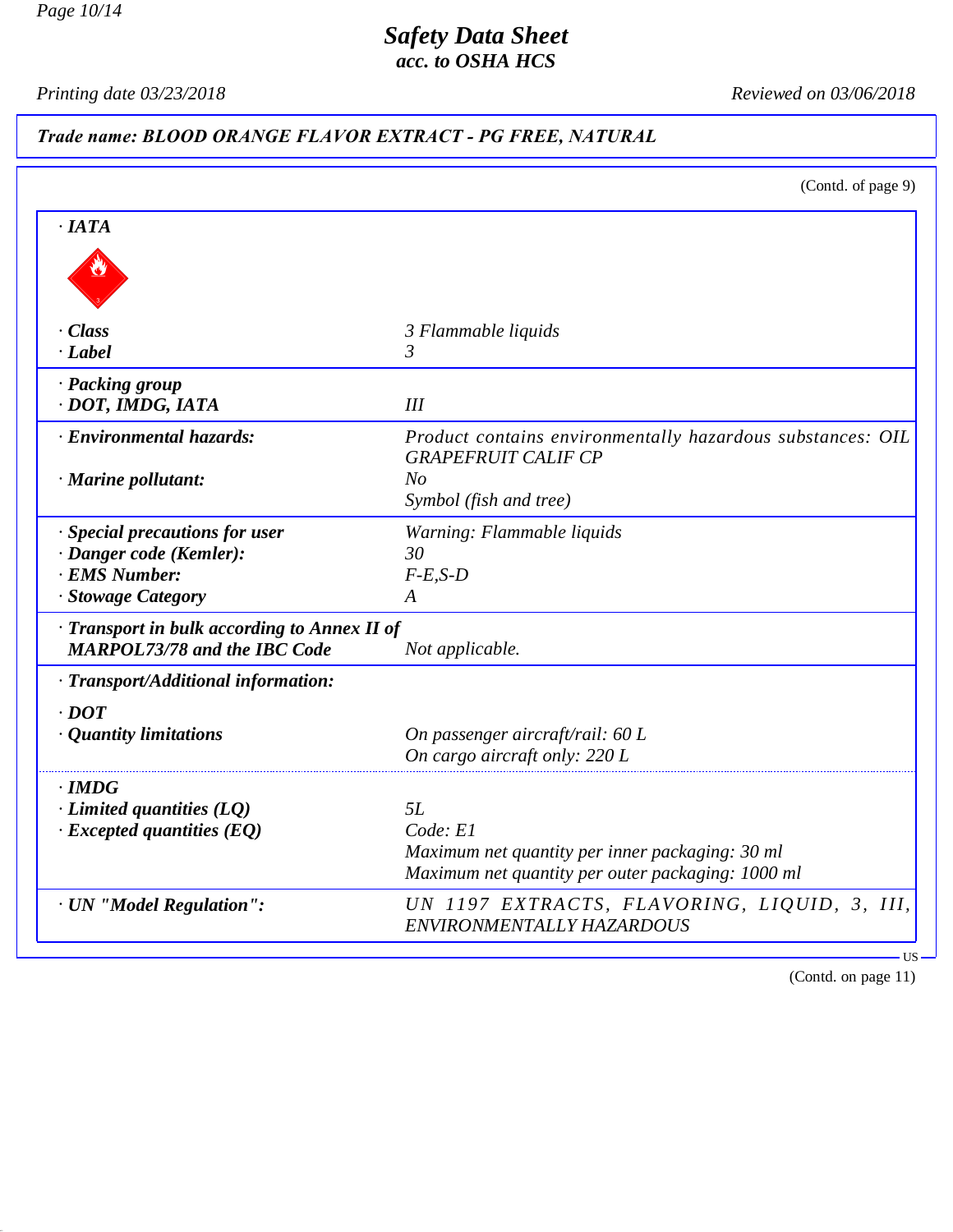# Safety Data Sheet
## acc. to OSHA HCS

Printing date 03/23/2018 — Reviewed on 03/06/2018

**Trade name: BLOOD ORANGE FLAVOR EXTRACT - PG FREE, NATURAL**

(Contd. of page 9)

**· IATA**

| | |
|---|---|
| **· Class** | 3 Flammable liquids |
| **· Label** | 3 |
| **· Packing group** | |
| **· DOT, IMDG, IATA** | III |
| **· Environmental hazards:** | Product contains environmentally hazardous substances: OIL GRAPEFRUIT CALIF CP |
| **· Marine pollutant:** | No<br>Symbol (fish and tree) |
| **· Special precautions for user** | Warning: Flammable liquids |
| **· Danger code (Kemler):** | 30 |
| **· EMS Number:** | F-E,S-D |
| **· Stowage Category** | A |
| **· Transport in bulk according to Annex II of MARPOL73/78 and the IBC Code** | Not applicable. |
| **· Transport/Additional information:** | |
| **· DOT** | |
| **· Quantity limitations** | On passenger aircraft/rail: 60 L<br>On cargo aircraft only: 220 L |
| **· IMDG** | |
| **· Limited quantities (LQ)** | 5L |
| **· Excepted quantities (EQ)** | Code: E1<br>Maximum net quantity per inner packaging: 30 ml<br>Maximum net quantity per outer packaging: 1000 ml |
| **· UN "Model Regulation":** | UN 1197 EXTRACTS, FLAVORING, LIQUID, 3, III, ENVIRONMENTALLY HAZARDOUS |

(Contd. on page 11)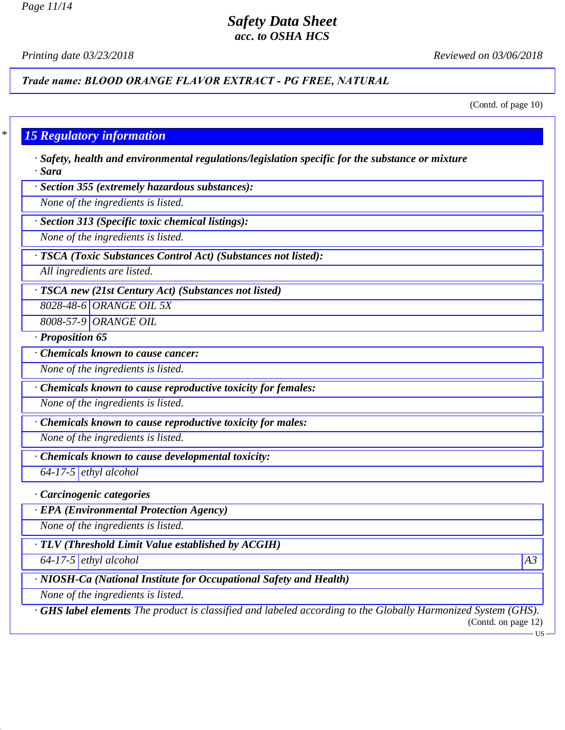(Contd. of page 10)

## 15 Regulatory information

· **Safety, health and environmental regulations/legislation specific for the substance or mixture**

· **Sara**

· **Section 355 (extremely hazardous substances):**

None of the ingredients is listed.

· **Section 313 (Specific toxic chemical listings):**

None of the ingredients is listed.

· **TSCA (Toxic Substances Control Act) (Substances not listed):**

All ingredients are listed.

· **TSCA new (21st Century Act) (Substances not listed)**

| | |
|---|---|
| 8028-48-6 | ORANGE OIL 5X |
| 8008-57-9 | ORANGE OIL |

· **Proposition 65**

· **Chemicals known to cause cancer:**

None of the ingredients is listed.

· **Chemicals known to cause reproductive toxicity for females:**

None of the ingredients is listed.

· **Chemicals known to cause reproductive toxicity for males:**

None of the ingredients is listed.

· **Chemicals known to cause developmental toxicity:**

| | |
|---|---|
| 64-17-5 | ethyl alcohol |

· **Carcinogenic categories**

· **EPA (Environmental Protection Agency)**

None of the ingredients is listed.

· **TLV (Threshold Limit Value established by ACGIH)**

| | | |
|---|---|---|
| 64-17-5 | ethyl alcohol | A3 |

· **NIOSH-Ca (National Institute for Occupational Safety and Health)**

None of the ingredients is listed.

· **GHS label elements** The product is classified and labeled according to the Globally Harmonized System (GHS).

(Contd. on page 12)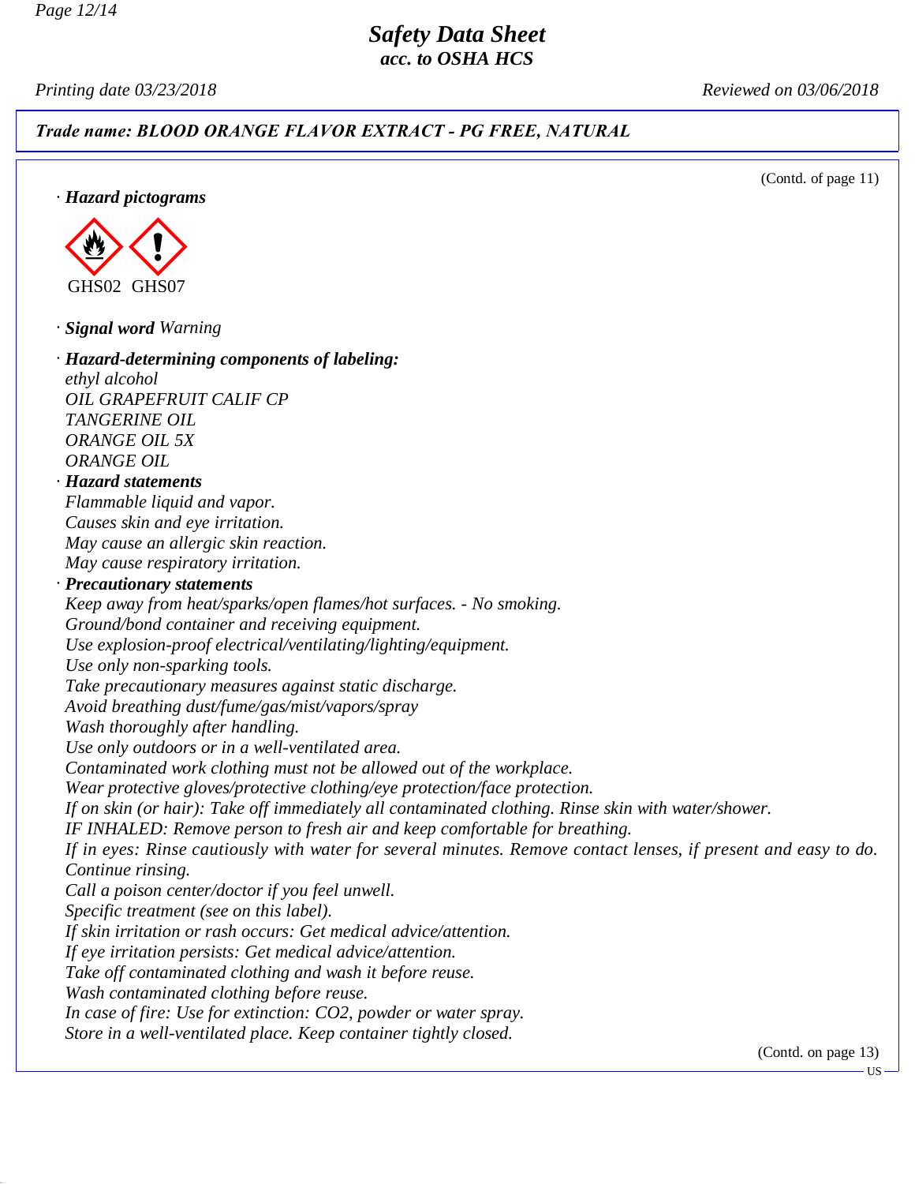**Trade name: BLOOD ORANGE FLAVOR EXTRACT - PG FREE, NATURAL**

(Contd. of page 11)

· **Hazard pictograms**

GHS02 GHS07

· **Signal word** *Warning*

· **Hazard-determining components of labeling:**
*ethyl alcohol*
*OIL GRAPEFRUIT CALIF CP*
*TANGERINE OIL*
*ORANGE OIL 5X*
*ORANGE OIL*

· **Hazard statements**
*Flammable liquid and vapor.*
*Causes skin and eye irritation.*
*May cause an allergic skin reaction.*
*May cause respiratory irritation.*

· **Precautionary statements**
*Keep away from heat/sparks/open flames/hot surfaces. - No smoking.*
*Ground/bond container and receiving equipment.*
*Use explosion-proof electrical/ventilating/lighting/equipment.*
*Use only non-sparking tools.*
*Take precautionary measures against static discharge.*
*Avoid breathing dust/fume/gas/mist/vapors/spray*
*Wash thoroughly after handling.*
*Use only outdoors or in a well-ventilated area.*
*Contaminated work clothing must not be allowed out of the workplace.*
*Wear protective gloves/protective clothing/eye protection/face protection.*
*If on skin (or hair): Take off immediately all contaminated clothing. Rinse skin with water/shower.*
*IF INHALED: Remove person to fresh air and keep comfortable for breathing.*
*If in eyes: Rinse cautiously with water for several minutes. Remove contact lenses, if present and easy to do. Continue rinsing.*
*Call a poison center/doctor if you feel unwell.*
*Specific treatment (see on this label).*
*If skin irritation or rash occurs: Get medical advice/attention.*
*If eye irritation persists: Get medical advice/attention.*
*Take off contaminated clothing and wash it before reuse.*
*Wash contaminated clothing before reuse.*
*In case of fire: Use for extinction: $CO_2$, powder or water spray.*
*Store in a well-ventilated place. Keep container tightly closed.*

(Contd. on page 13)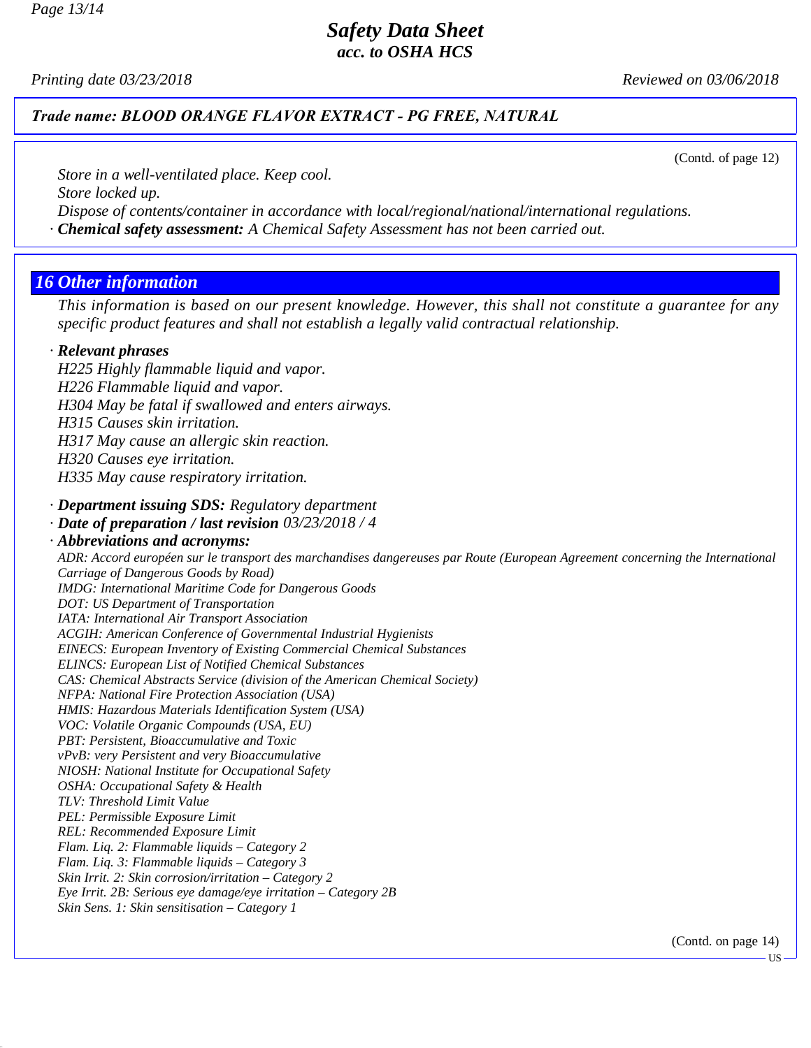(Contd. of page 12)

*Store in a well-ventilated place. Keep cool.*
*Store locked up.*
*Dispose of contents/container in accordance with local/regional/national/international regulations.*

· ***Chemical safety assessment:*** *A Chemical Safety Assessment has not been carried out.*

## 16 Other information

*This information is based on our present knowledge. However, this shall not constitute a guarantee for any specific product features and shall not establish a legally valid contractual relationship.*

· ***Relevant phrases***
*H225 Highly flammable liquid and vapor.*
*H226 Flammable liquid and vapor.*
*H304 May be fatal if swallowed and enters airways.*
*H315 Causes skin irritation.*
*H317 May cause an allergic skin reaction.*
*H320 Causes eye irritation.*
*H335 May cause respiratory irritation.*

· ***Department issuing SDS:*** *Regulatory department*
· ***Date of preparation / last revision*** *03/23/2018 / 4*
· ***Abbreviations and acronyms:***
*ADR: Accord européen sur le transport des marchandises dangereuses par Route (European Agreement concerning the International Carriage of Dangerous Goods by Road)*
*IMDG: International Maritime Code for Dangerous Goods*
*DOT: US Department of Transportation*
*IATA: International Air Transport Association*
*ACGIH: American Conference of Governmental Industrial Hygienists*
*EINECS: European Inventory of Existing Commercial Chemical Substances*
*ELINCS: European List of Notified Chemical Substances*
*CAS: Chemical Abstracts Service (division of the American Chemical Society)*
*NFPA: National Fire Protection Association (USA)*
*HMIS: Hazardous Materials Identification System (USA)*
*VOC: Volatile Organic Compounds (USA, EU)*
*PBT: Persistent, Bioaccumulative and Toxic*
*vPvB: very Persistent and very Bioaccumulative*
*NIOSH: National Institute for Occupational Safety*
*OSHA: Occupational Safety & Health*
*TLV: Threshold Limit Value*
*PEL: Permissible Exposure Limit*
*REL: Recommended Exposure Limit*
*Flam. Liq. 2: Flammable liquids – Category 2*
*Flam. Liq. 3: Flammable liquids – Category 3*
*Skin Irrit. 2: Skin corrosion/irritation – Category 2*
*Eye Irrit. 2B: Serious eye damage/eye irritation – Category 2B*
*Skin Sens. 1: Skin sensitisation – Category 1*

(Contd. on page 14)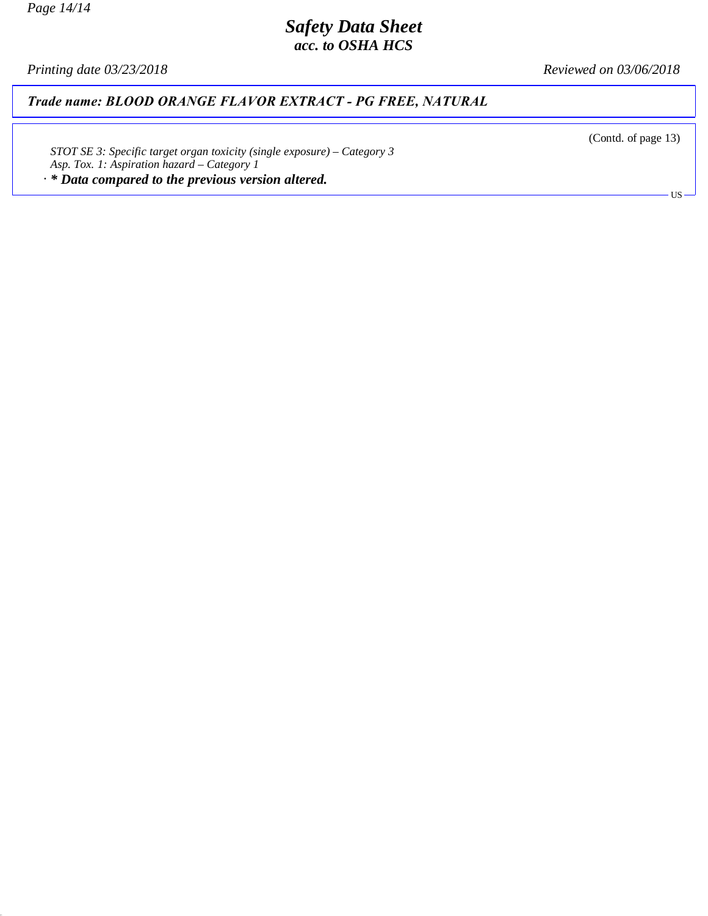(Contd. of page 13)

*STOT SE 3: Specific target organ toxicity (single exposure) – Category 3*
*Asp. Tox. 1: Aspiration hazard – Category 1*

· ***\* Data compared to the previous version altered.***